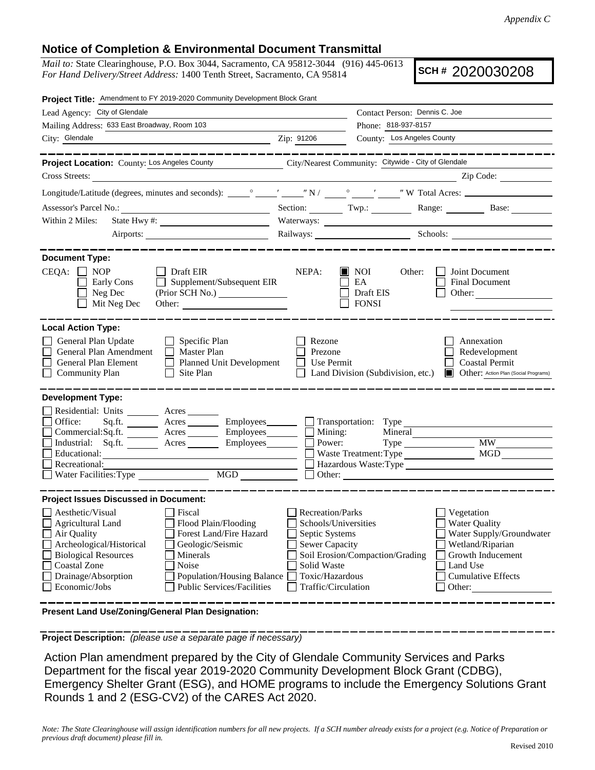*Appendix C*

## Notice of Completion & Environmental Document Transmittal

*Mail to:* State Clearinghouse, P.O. Box 3044, Sacramento, CA 95812-3044 (916) 445-0613
*For Hand Delivery/Street Address:* 1400 Tenth Street, Sacramento, CA 95814

**SCH #** 2020030208

**Project Title:** Amendment to FY 2019-2020 Community Development Block Grant

Lead Agency: City of Glendale
Contact Person: Dennis C. Joe
Mailing Address: 633 East Broadway, Room 103
Phone: 818-937-8157
City: Glendale
Zip: 91206
County: Los Angeles County

**Project Location:** County: Los Angeles County
City/Nearest Community: Citywide - City of Glendale
Cross Streets:
Zip Code:
Longitude/Latitude (degrees, minutes and seconds): ___° ___′ ___″ N / ___° ___′ ___″ W Total Acres:
Assessor's Parcel No.:
Section: Twp.: Range: Base:
Within 2 Miles: State Hwy #:
Waterways:
Airports:
Railways:
Schools:

**Document Type:**

CEQA: ☐ NOP ☐ Draft EIR ☐ Early Cons ☐ Supplement/Subsequent EIR ☐ Neg Dec (Prior SCH No.) ☐ Mit Neg Dec Other:

NEPA: ☒ NOI ☐ EA ☐ Draft EIS ☐ FONSI

Other: ☐ Joint Document ☐ Final Document ☐ Other:

**Local Action Type:**

☐ General Plan Update ☐ Specific Plan ☐ Rezone ☐ Annexation
☐ General Plan Amendment ☐ Master Plan ☐ Prezone ☐ Redevelopment
☐ General Plan Element ☐ Planned Unit Development ☐ Use Permit ☐ Coastal Permit
☐ Community Plan ☐ Site Plan ☐ Land Division (Subdivision, etc.) ☒ Other: Action Plan (Social Programs)

**Development Type:**

☐ Residential: Units ___ Acres ___
☐ Office: Sq.ft. ___ Acres ___ Employees ___
☐ Commercial: Sq.ft. ___ Acres ___ Employees ___
☐ Industrial: Sq.ft. ___ Acres ___ Employees ___
☐ Educational:
☐ Recreational:
☐ Water Facilities: Type ___ MGD ___
☐ Transportation: Type
☐ Mining: Mineral
☐ Power: Type ___ MW ___
☐ Waste Treatment: Type ___ MGD ___
☐ Hazardous Waste: Type
☐ Other:

**Project Issues Discussed in Document:**

☐ Aesthetic/Visual ☐ Fiscal ☐ Recreation/Parks ☐ Vegetation
☐ Agricultural Land ☐ Flood Plain/Flooding ☐ Schools/Universities ☐ Water Quality
☐ Air Quality ☐ Forest Land/Fire Hazard ☐ Septic Systems ☐ Water Supply/Groundwater
☐ Archeological/Historical ☐ Geologic/Seismic ☐ Sewer Capacity ☐ Wetland/Riparian
☐ Biological Resources ☐ Minerals ☐ Soil Erosion/Compaction/Grading ☐ Growth Inducement
☐ Coastal Zone ☐ Noise ☐ Solid Waste ☐ Land Use
☐ Drainage/Absorption ☐ Population/Housing Balance ☐ Toxic/Hazardous ☐ Cumulative Effects
☐ Economic/Jobs ☐ Public Services/Facilities ☐ Traffic/Circulation ☐ Other:

**Present Land Use/Zoning/General Plan Designation:**

**Project Description:** *(please use a separate page if necessary)*

Action Plan amendment prepared by the City of Glendale Community Services and Parks Department for the fiscal year 2019-2020 Community Development Block Grant (CDBG), Emergency Shelter Grant (ESG), and HOME programs to include the Emergency Solutions Grant Rounds 1 and 2 (ESG-CV2) of the CARES Act 2020.

*Note: The State Clearinghouse will assign identification numbers for all new projects. If a SCH number already exists for a project (e.g. Notice of Preparation or previous draft document) please fill in.*

Revised 2010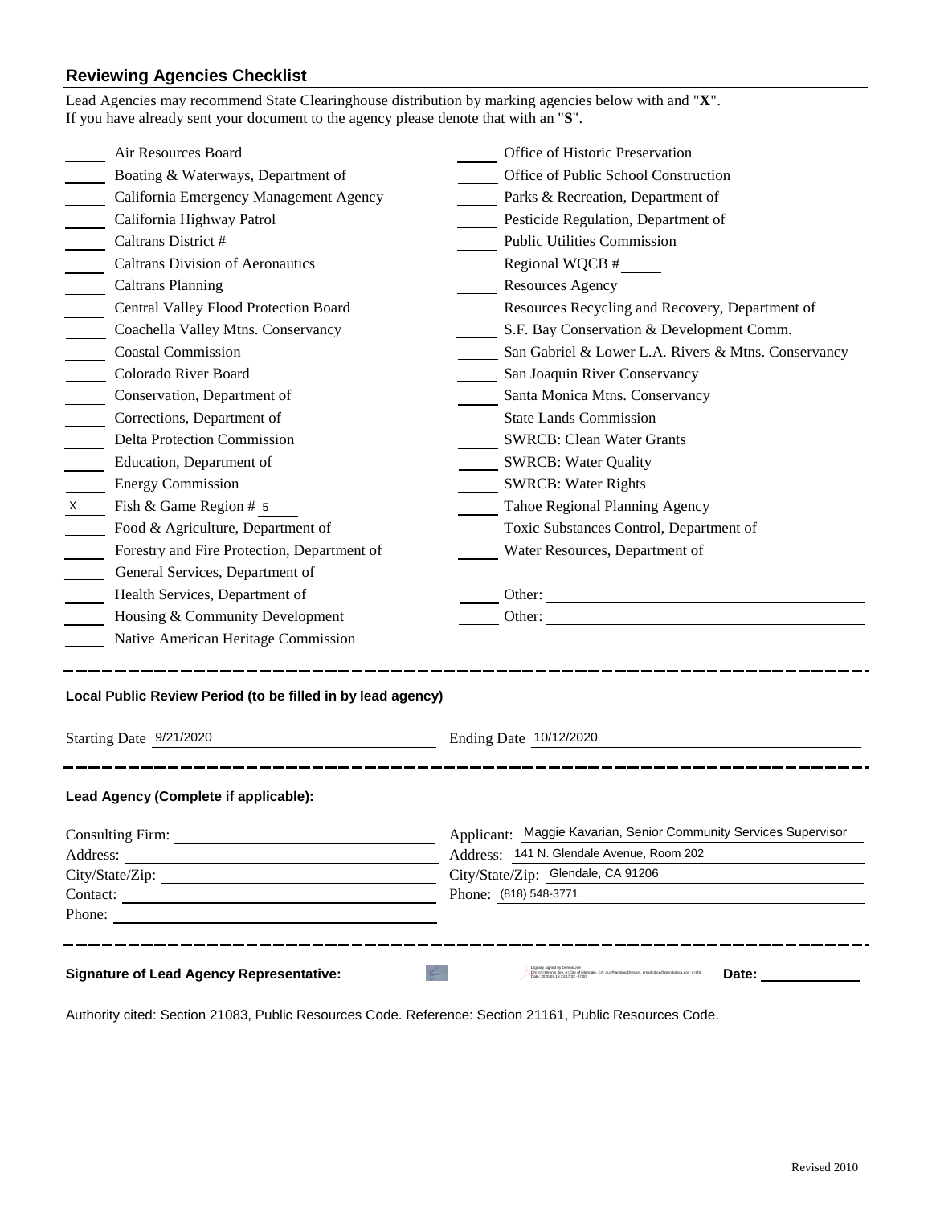## Reviewing Agencies Checklist

Lead Agencies may recommend State Clearinghouse distribution by marking agencies below with and "**X**".
If you have already sent your document to the agency please denote that with an "**S**".

| | | | |
|---|---|---|---|
| _____ | Air Resources Board | _____ | Office of Historic Preservation |
| _____ | Boating & Waterways, Department of | _____ | Office of Public School Construction |
| _____ | California Emergency Management Agency | _____ | Parks & Recreation, Department of |
| _____ | California Highway Patrol | _____ | Pesticide Regulation, Department of |
| _____ | Caltrans District # _____ | _____ | Public Utilities Commission |
| _____ | Caltrans Division of Aeronautics | _____ | Regional WQCB # _____ |
| _____ | Caltrans Planning | _____ | Resources Agency |
| _____ | Central Valley Flood Protection Board | _____ | Resources Recycling and Recovery, Department of |
| _____ | Coachella Valley Mtns. Conservancy | _____ | S.F. Bay Conservation & Development Comm. |
| _____ | Coastal Commission | _____ | San Gabriel & Lower L.A. Rivers & Mtns. Conservancy |
| _____ | Colorado River Board | _____ | San Joaquin River Conservancy |
| _____ | Conservation, Department of | _____ | Santa Monica Mtns. Conservancy |
| _____ | Corrections, Department of | _____ | State Lands Commission |
| _____ | Delta Protection Commission | _____ | SWRCB: Clean Water Grants |
| _____ | Education, Department of | _____ | SWRCB: Water Quality |
| _____ | Energy Commission | _____ | SWRCB: Water Rights |
| X | Fish & Game Region # 5 | _____ | Tahoe Regional Planning Agency |
| _____ | Food & Agriculture, Department of | _____ | Toxic Substances Control, Department of |
| _____ | Forestry and Fire Protection, Department of | _____ | Water Resources, Department of |
| _____ | General Services, Department of | | |
| _____ | Health Services, Department of | _____ | Other: _____ |
| _____ | Housing & Community Development | _____ | Other: _____ |
| _____ | Native American Heritage Commission | | |

---

**Local Public Review Period (to be filled in by lead agency)**

Starting Date 9/21/2020 Ending Date 10/12/2020

---

**Lead Agency (Complete if applicable):**

| | |
|---|---|
| Consulting Firm: | Applicant: Maggie Kavarian, Senior Community Services Supervisor |
| Address: | Address: 141 N. Glendale Avenue, Room 202 |
| City/State/Zip: | City/State/Zip: Glendale, CA 91206 |
| Contact: | Phone: (818) 548-3771 |
| Phone: | |

---

**Signature of Lead Agency Representative:** Digitally signed by Dennis Joe DN: cn=Dennis Joe, o=City of Glendale, CA, ou=Planning Division, email=djoe@glendaleca.gov, c=US Date: 2020.09.18 13:17:32 -07'00' **Date:** _____

Authority cited: Section 21083, Public Resources Code. Reference: Section 21161, Public Resources Code.

Revised 2010